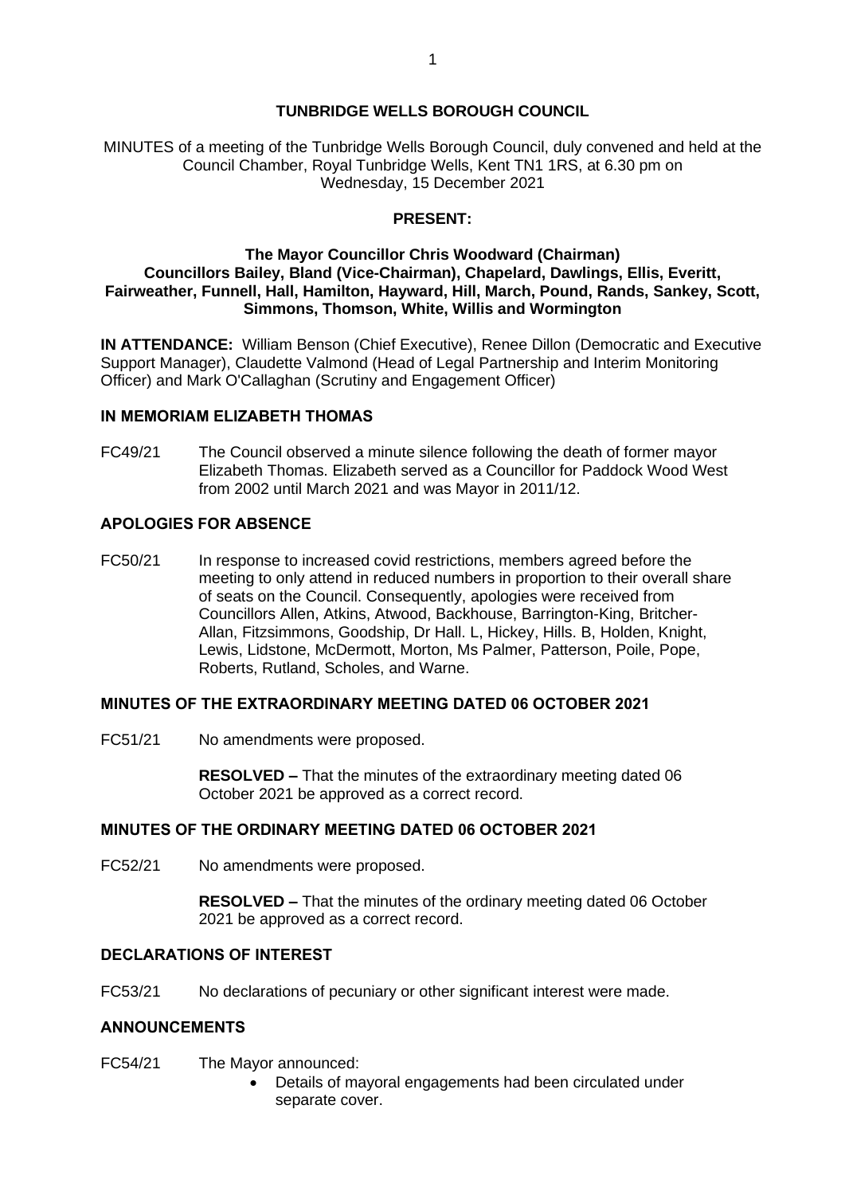# TUNBRIDGE WELLS BOROUGH COUNCIL

MINUTES of a meeting of the Tunbridge Wells Borough Council, duly convened and held at the Council Chamber, Royal Tunbridge Wells, Kent TN1 1RS, at 6.30 pm on Wednesday, 15 December 2021

## PRESENT:

**The Mayor Councillor Chris Woodward (Chairman)**
**Councillors Bailey, Bland (Vice-Chairman), Chapelard, Dawlings, Ellis, Everitt, Fairweather, Funnell, Hall, Hamilton, Hayward, Hill, March, Pound, Rands, Sankey, Scott, Simmons, Thomson, White, Willis and Wormington**

**IN ATTENDANCE:** William Benson (Chief Executive), Renee Dillon (Democratic and Executive Support Manager), Claudette Valmond (Head of Legal Partnership and Interim Monitoring Officer) and Mark O'Callaghan (Scrutiny and Engagement Officer)

## IN MEMORIAM ELIZABETH THOMAS

FC49/21 The Council observed a minute silence following the death of former mayor Elizabeth Thomas. Elizabeth served as a Councillor for Paddock Wood West from 2002 until March 2021 and was Mayor in 2011/12.

## APOLOGIES FOR ABSENCE

FC50/21 In response to increased covid restrictions, members agreed before the meeting to only attend in reduced numbers in proportion to their overall share of seats on the Council. Consequently, apologies were received from Councillors Allen, Atkins, Atwood, Backhouse, Barrington-King, Britcher-Allan, Fitzsimmons, Goodship, Dr Hall. L, Hickey, Hills. B, Holden, Knight, Lewis, Lidstone, McDermott, Morton, Ms Palmer, Patterson, Poile, Pope, Roberts, Rutland, Scholes, and Warne.

## MINUTES OF THE EXTRAORDINARY MEETING DATED 06 OCTOBER 2021

FC51/21 No amendments were proposed.

**RESOLVED –** That the minutes of the extraordinary meeting dated 06 October 2021 be approved as a correct record.

## MINUTES OF THE ORDINARY MEETING DATED 06 OCTOBER 2021

FC52/21 No amendments were proposed.

**RESOLVED –** That the minutes of the ordinary meeting dated 06 October 2021 be approved as a correct record.

## DECLARATIONS OF INTEREST

FC53/21 No declarations of pecuniary or other significant interest were made.

## ANNOUNCEMENTS

FC54/21 The Mayor announced:

- Details of mayoral engagements had been circulated under separate cover.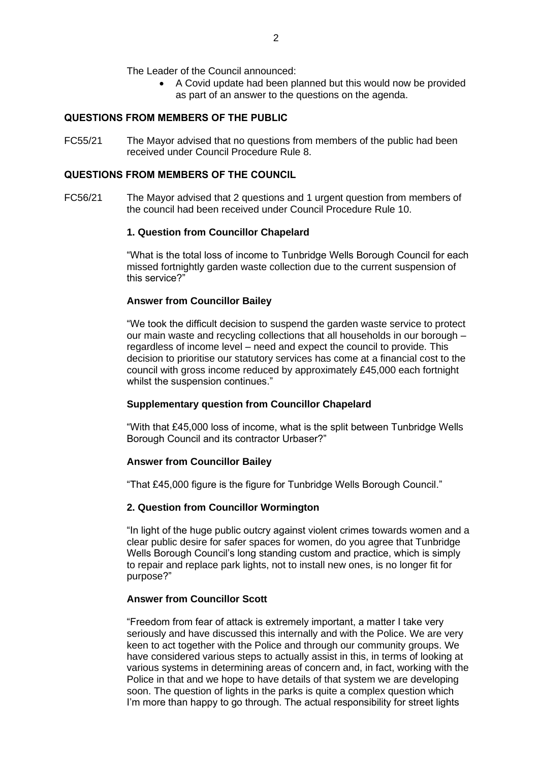The Leader of the Council announced:

- A Covid update had been planned but this would now be provided as part of an answer to the questions on the agenda.

## QUESTIONS FROM MEMBERS OF THE PUBLIC

FC55/21 The Mayor advised that no questions from members of the public had been received under Council Procedure Rule 8.

## QUESTIONS FROM MEMBERS OF THE COUNCIL

FC56/21 The Mayor advised that 2 questions and 1 urgent question from members of the council had been received under Council Procedure Rule 10.

### 1. Question from Councillor Chapelard

"What is the total loss of income to Tunbridge Wells Borough Council for each missed fortnightly garden waste collection due to the current suspension of this service?"

### Answer from Councillor Bailey

"We took the difficult decision to suspend the garden waste service to protect our main waste and recycling collections that all households in our borough – regardless of income level – need and expect the council to provide. This decision to prioritise our statutory services has come at a financial cost to the council with gross income reduced by approximately £45,000 each fortnight whilst the suspension continues."

### Supplementary question from Councillor Chapelard

"With that £45,000 loss of income, what is the split between Tunbridge Wells Borough Council and its contractor Urbaser?"

### Answer from Councillor Bailey

"That £45,000 figure is the figure for Tunbridge Wells Borough Council."

### 2. Question from Councillor Wormington

"In light of the huge public outcry against violent crimes towards women and a clear public desire for safer spaces for women, do you agree that Tunbridge Wells Borough Council's long standing custom and practice, which is simply to repair and replace park lights, not to install new ones, is no longer fit for purpose?"

### Answer from Councillor Scott

"Freedom from fear of attack is extremely important, a matter I take very seriously and have discussed this internally and with the Police. We are very keen to act together with the Police and through our community groups. We have considered various steps to actually assist in this, in terms of looking at various systems in determining areas of concern and, in fact, working with the Police in that and we hope to have details of that system we are developing soon. The question of lights in the parks is quite a complex question which I'm more than happy to go through. The actual responsibility for street lights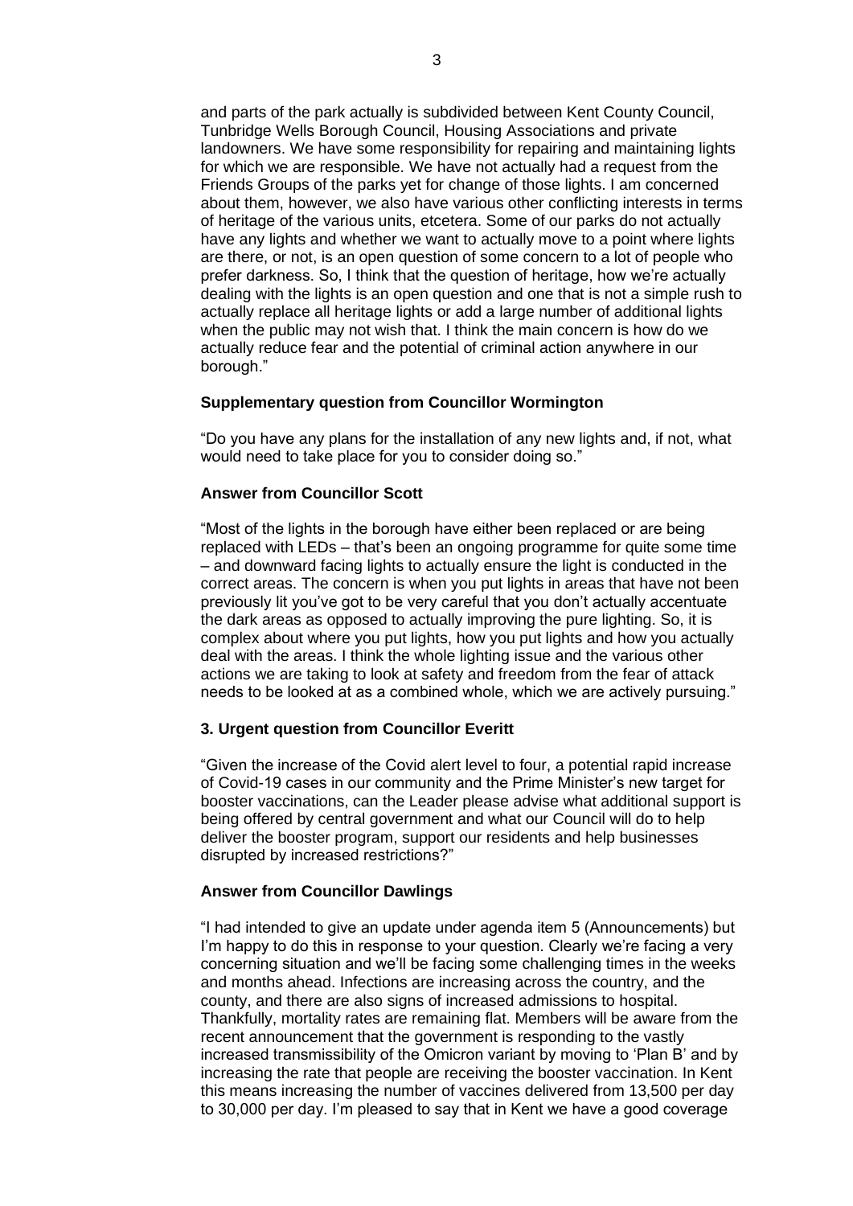and parts of the park actually is subdivided between Kent County Council, Tunbridge Wells Borough Council, Housing Associations and private landowners. We have some responsibility for repairing and maintaining lights for which we are responsible. We have not actually had a request from the Friends Groups of the parks yet for change of those lights. I am concerned about them, however, we also have various other conflicting interests in terms of heritage of the various units, etcetera. Some of our parks do not actually have any lights and whether we want to actually move to a point where lights are there, or not, is an open question of some concern to a lot of people who prefer darkness. So, I think that the question of heritage, how we're actually dealing with the lights is an open question and one that is not a simple rush to actually replace all heritage lights or add a large number of additional lights when the public may not wish that. I think the main concern is how do we actually reduce fear and the potential of criminal action anywhere in our borough."

**Supplementary question from Councillor Wormington**

"Do you have any plans for the installation of any new lights and, if not, what would need to take place for you to consider doing so."

**Answer from Councillor Scott**

"Most of the lights in the borough have either been replaced or are being replaced with LEDs – that's been an ongoing programme for quite some time – and downward facing lights to actually ensure the light is conducted in the correct areas. The concern is when you put lights in areas that have not been previously lit you've got to be very careful that you don't actually accentuate the dark areas as opposed to actually improving the pure lighting. So, it is complex about where you put lights, how you put lights and how you actually deal with the areas. I think the whole lighting issue and the various other actions we are taking to look at safety and freedom from the fear of attack needs to be looked at as a combined whole, which we are actively pursuing."

**3. Urgent question from Councillor Everitt**

"Given the increase of the Covid alert level to four, a potential rapid increase of Covid-19 cases in our community and the Prime Minister's new target for booster vaccinations, can the Leader please advise what additional support is being offered by central government and what our Council will do to help deliver the booster program, support our residents and help businesses disrupted by increased restrictions?"

**Answer from Councillor Dawlings**

"I had intended to give an update under agenda item 5 (Announcements) but I'm happy to do this in response to your question. Clearly we're facing a very concerning situation and we'll be facing some challenging times in the weeks and months ahead. Infections are increasing across the country, and the county, and there are also signs of increased admissions to hospital. Thankfully, mortality rates are remaining flat. Members will be aware from the recent announcement that the government is responding to the vastly increased transmissibility of the Omicron variant by moving to 'Plan B' and by increasing the rate that people are receiving the booster vaccination. In Kent this means increasing the number of vaccines delivered from 13,500 per day to 30,000 per day. I'm pleased to say that in Kent we have a good coverage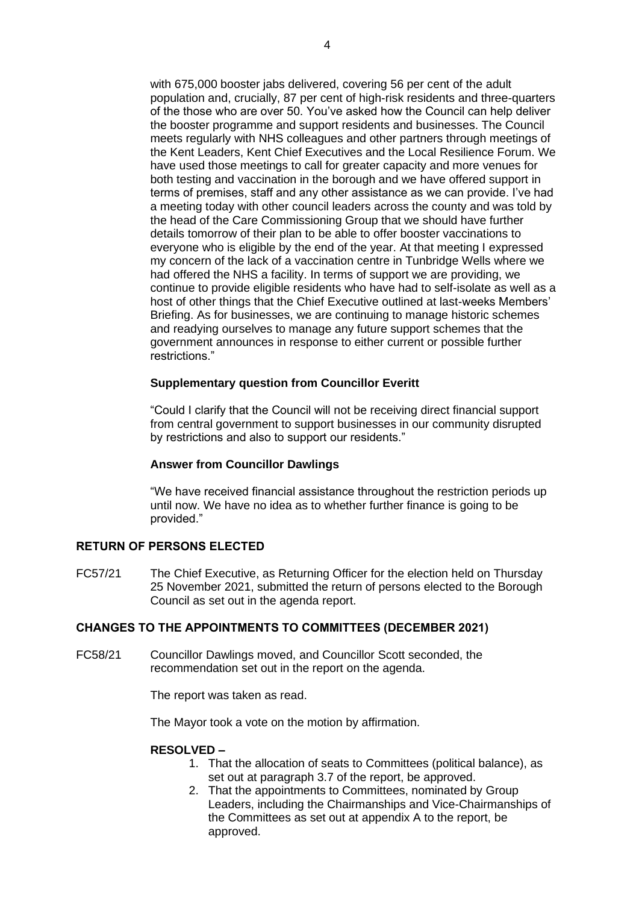with 675,000 booster jabs delivered, covering 56 per cent of the adult population and, crucially, 87 per cent of high-risk residents and three-quarters of the those who are over 50. You've asked how the Council can help deliver the booster programme and support residents and businesses. The Council meets regularly with NHS colleagues and other partners through meetings of the Kent Leaders, Kent Chief Executives and the Local Resilience Forum. We have used those meetings to call for greater capacity and more venues for both testing and vaccination in the borough and we have offered support in terms of premises, staff and any other assistance as we can provide. I've had a meeting today with other council leaders across the county and was told by the head of the Care Commissioning Group that we should have further details tomorrow of their plan to be able to offer booster vaccinations to everyone who is eligible by the end of the year. At that meeting I expressed my concern of the lack of a vaccination centre in Tunbridge Wells where we had offered the NHS a facility. In terms of support we are providing, we continue to provide eligible residents who have had to self-isolate as well as a host of other things that the Chief Executive outlined at last-weeks Members' Briefing. As for businesses, we are continuing to manage historic schemes and readying ourselves to manage any future support schemes that the government announces in response to either current or possible further restrictions."

**Supplementary question from Councillor Everitt**

"Could I clarify that the Council will not be receiving direct financial support from central government to support businesses in our community disrupted by restrictions and also to support our residents."

**Answer from Councillor Dawlings**

"We have received financial assistance throughout the restriction periods up until now. We have no idea as to whether further finance is going to be provided."

## RETURN OF PERSONS ELECTED

FC57/21 The Chief Executive, as Returning Officer for the election held on Thursday 25 November 2021, submitted the return of persons elected to the Borough Council as set out in the agenda report.

## CHANGES TO THE APPOINTMENTS TO COMMITTEES (DECEMBER 2021)

FC58/21 Councillor Dawlings moved, and Councillor Scott seconded, the recommendation set out in the report on the agenda.

The report was taken as read.

The Mayor took a vote on the motion by affirmation.

**RESOLVED –**

1. That the allocation of seats to Committees (political balance), as set out at paragraph 3.7 of the report, be approved.
2. That the appointments to Committees, nominated by Group Leaders, including the Chairmanships and Vice-Chairmanships of the Committees as set out at appendix A to the report, be approved.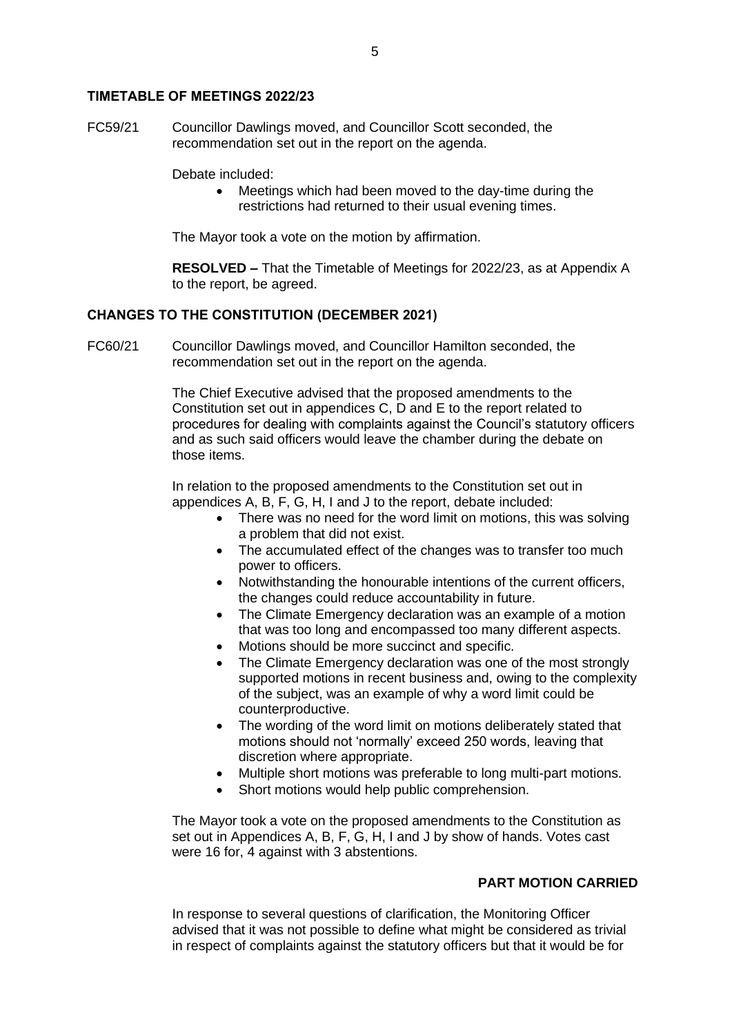## TIMETABLE OF MEETINGS 2022/23

FC59/21 Councillor Dawlings moved, and Councillor Scott seconded, the recommendation set out in the report on the agenda.

Debate included:

- Meetings which had been moved to the day-time during the restrictions had returned to their usual evening times.

The Mayor took a vote on the motion by affirmation.

**RESOLVED –** That the Timetable of Meetings for 2022/23, as at Appendix A to the report, be agreed.

## CHANGES TO THE CONSTITUTION (DECEMBER 2021)

FC60/21 Councillor Dawlings moved, and Councillor Hamilton seconded, the recommendation set out in the report on the agenda.

The Chief Executive advised that the proposed amendments to the Constitution set out in appendices C, D and E to the report related to procedures for dealing with complaints against the Council's statutory officers and as such said officers would leave the chamber during the debate on those items.

In relation to the proposed amendments to the Constitution set out in appendices A, B, F, G, H, I and J to the report, debate included:

- There was no need for the word limit on motions, this was solving a problem that did not exist.
- The accumulated effect of the changes was to transfer too much power to officers.
- Notwithstanding the honourable intentions of the current officers, the changes could reduce accountability in future.
- The Climate Emergency declaration was an example of a motion that was too long and encompassed too many different aspects.
- Motions should be more succinct and specific.
- The Climate Emergency declaration was one of the most strongly supported motions in recent business and, owing to the complexity of the subject, was an example of why a word limit could be counterproductive.
- The wording of the word limit on motions deliberately stated that motions should not 'normally' exceed 250 words, leaving that discretion where appropriate.
- Multiple short motions was preferable to long multi-part motions.
- Short motions would help public comprehension.

The Mayor took a vote on the proposed amendments to the Constitution as set out in Appendices A, B, F, G, H, I and J by show of hands. Votes cast were 16 for, 4 against with 3 abstentions.

**PART MOTION CARRIED**

In response to several questions of clarification, the Monitoring Officer advised that it was not possible to define what might be considered as trivial in respect of complaints against the statutory officers but that it would be for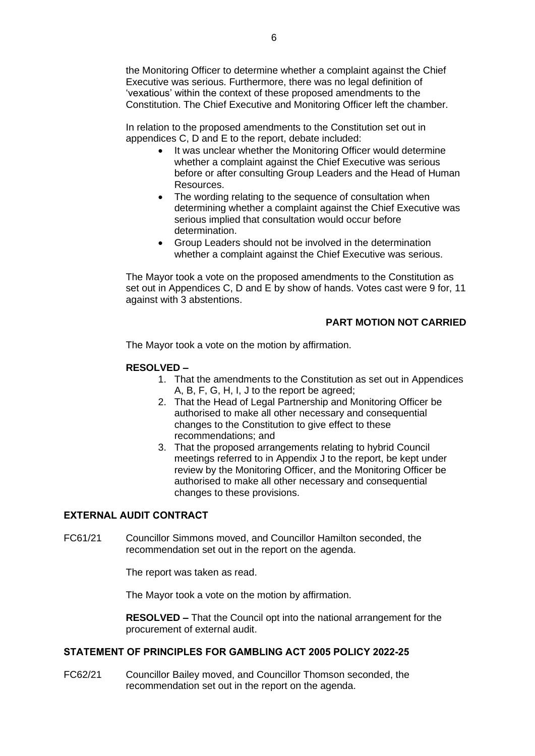the Monitoring Officer to determine whether a complaint against the Chief Executive was serious. Furthermore, there was no legal definition of 'vexatious' within the context of these proposed amendments to the Constitution. The Chief Executive and Monitoring Officer left the chamber.

In relation to the proposed amendments to the Constitution set out in appendices C, D and E to the report, debate included:

- It was unclear whether the Monitoring Officer would determine whether a complaint against the Chief Executive was serious before or after consulting Group Leaders and the Head of Human Resources.
- The wording relating to the sequence of consultation when determining whether a complaint against the Chief Executive was serious implied that consultation would occur before determination.
- Group Leaders should not be involved in the determination whether a complaint against the Chief Executive was serious.

The Mayor took a vote on the proposed amendments to the Constitution as set out in Appendices C, D and E by show of hands. Votes cast were 9 for, 11 against with 3 abstentions.

**PART MOTION NOT CARRIED**

The Mayor took a vote on the motion by affirmation.

**RESOLVED –**

1. That the amendments to the Constitution as set out in Appendices A, B, F, G, H, I, J to the report be agreed;
2. That the Head of Legal Partnership and Monitoring Officer be authorised to make all other necessary and consequential changes to the Constitution to give effect to these recommendations; and
3. That the proposed arrangements relating to hybrid Council meetings referred to in Appendix J to the report, be kept under review by the Monitoring Officer, and the Monitoring Officer be authorised to make all other necessary and consequential changes to these provisions.

## EXTERNAL AUDIT CONTRACT

FC61/21 Councillor Simmons moved, and Councillor Hamilton seconded, the recommendation set out in the report on the agenda.

The report was taken as read.

The Mayor took a vote on the motion by affirmation.

**RESOLVED –** That the Council opt into the national arrangement for the procurement of external audit.

## STATEMENT OF PRINCIPLES FOR GAMBLING ACT 2005 POLICY 2022-25

FC62/21 Councillor Bailey moved, and Councillor Thomson seconded, the recommendation set out in the report on the agenda.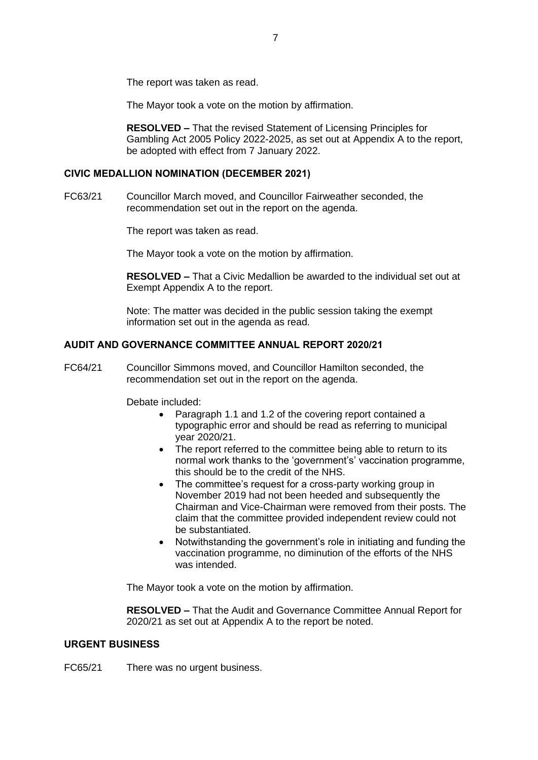The report was taken as read.

The Mayor took a vote on the motion by affirmation.

**RESOLVED –** That the revised Statement of Licensing Principles for Gambling Act 2005 Policy 2022-2025, as set out at Appendix A to the report, be adopted with effect from 7 January 2022.

## CIVIC MEDALLION NOMINATION (DECEMBER 2021)

FC63/21 Councillor March moved, and Councillor Fairweather seconded, the recommendation set out in the report on the agenda.

The report was taken as read.

The Mayor took a vote on the motion by affirmation.

**RESOLVED –** That a Civic Medallion be awarded to the individual set out at Exempt Appendix A to the report.

Note: The matter was decided in the public session taking the exempt information set out in the agenda as read.

## AUDIT AND GOVERNANCE COMMITTEE ANNUAL REPORT 2020/21

FC64/21 Councillor Simmons moved, and Councillor Hamilton seconded, the recommendation set out in the report on the agenda.

Debate included:

- Paragraph 1.1 and 1.2 of the covering report contained a typographic error and should be read as referring to municipal year 2020/21.
- The report referred to the committee being able to return to its normal work thanks to the 'government's' vaccination programme, this should be to the credit of the NHS.
- The committee's request for a cross-party working group in November 2019 had not been heeded and subsequently the Chairman and Vice-Chairman were removed from their posts. The claim that the committee provided independent review could not be substantiated.
- Notwithstanding the government's role in initiating and funding the vaccination programme, no diminution of the efforts of the NHS was intended.

The Mayor took a vote on the motion by affirmation.

**RESOLVED –** That the Audit and Governance Committee Annual Report for 2020/21 as set out at Appendix A to the report be noted.

## URGENT BUSINESS

FC65/21 There was no urgent business.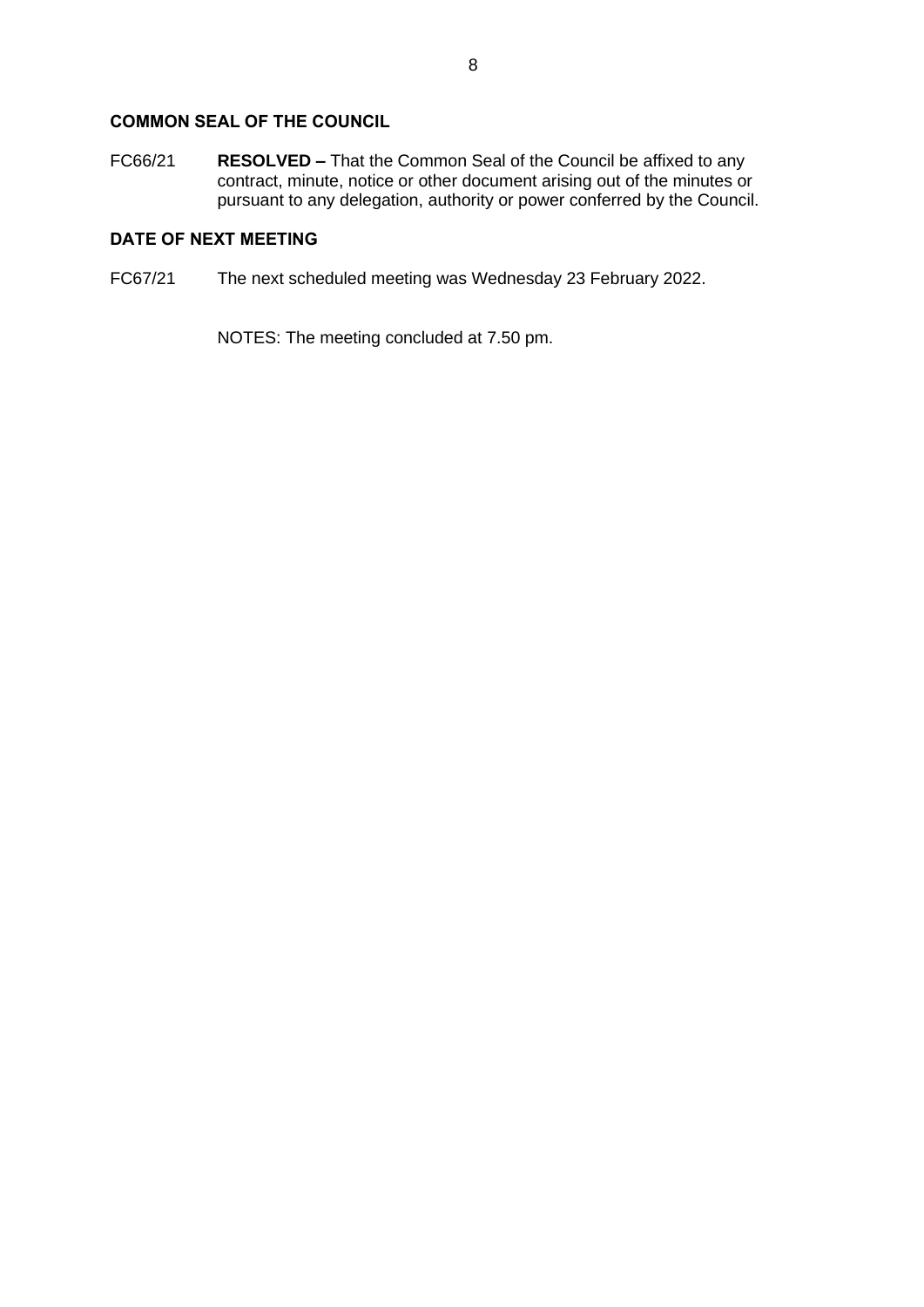## COMMON SEAL OF THE COUNCIL

FC66/21 **RESOLVED –** That the Common Seal of the Council be affixed to any contract, minute, notice or other document arising out of the minutes or pursuant to any delegation, authority or power conferred by the Council.

## DATE OF NEXT MEETING

FC67/21 The next scheduled meeting was Wednesday 23 February 2022.

NOTES: The meeting concluded at 7.50 pm.